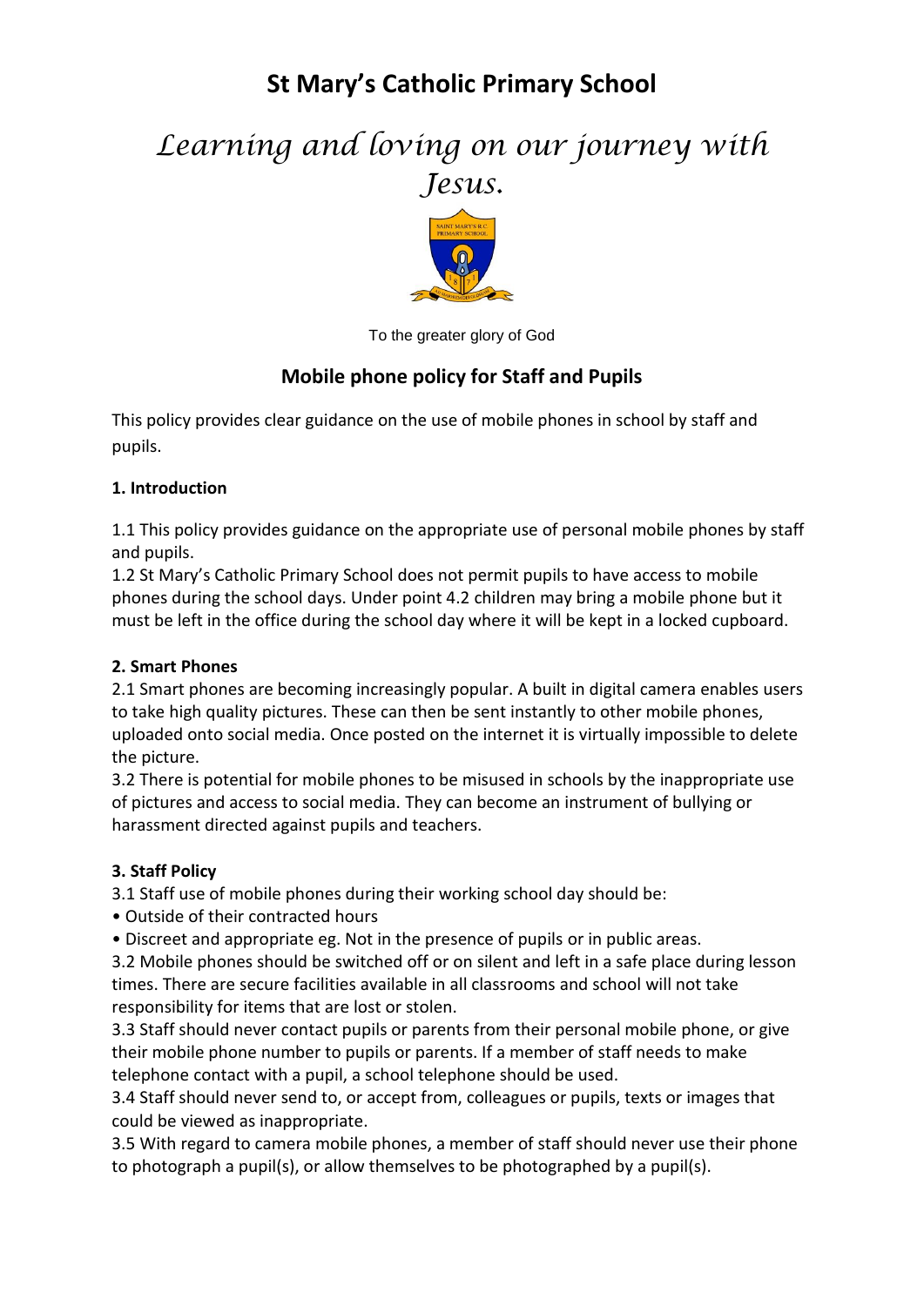# St Mary's Catholic Primary School

*Learning and loving on our journey with Jesus.*

To the greater glory of God

## Mobile phone policy for Staff and Pupils

This policy provides clear guidance on the use of mobile phones in school by staff and pupils.

**1. Introduction**

1.1 This policy provides guidance on the appropriate use of personal mobile phones by staff and pupils.
1.2 St Mary's Catholic Primary School does not permit pupils to have access to mobile phones during the school days. Under point 4.2 children may bring a mobile phone but it must be left in the office during the school day where it will be kept in a locked cupboard.

**2. Smart Phones**

2.1 Smart phones are becoming increasingly popular. A built in digital camera enables users to take high quality pictures. These can then be sent instantly to other mobile phones, uploaded onto social media. Once posted on the internet it is virtually impossible to delete the picture.
3.2 There is potential for mobile phones to be misused in schools by the inappropriate use of pictures and access to social media. They can become an instrument of bullying or harassment directed against pupils and teachers.

**3. Staff Policy**

3.1 Staff use of mobile phones during their working school day should be:
- Outside of their contracted hours
- Discreet and appropriate eg. Not in the presence of pupils or in public areas.

3.2 Mobile phones should be switched off or on silent and left in a safe place during lesson times. There are secure facilities available in all classrooms and school will not take responsibility for items that are lost or stolen.
3.3 Staff should never contact pupils or parents from their personal mobile phone, or give their mobile phone number to pupils or parents. If a member of staff needs to make telephone contact with a pupil, a school telephone should be used.
3.4 Staff should never send to, or accept from, colleagues or pupils, texts or images that could be viewed as inappropriate.
3.5 With regard to camera mobile phones, a member of staff should never use their phone to photograph a pupil(s), or allow themselves to be photographed by a pupil(s).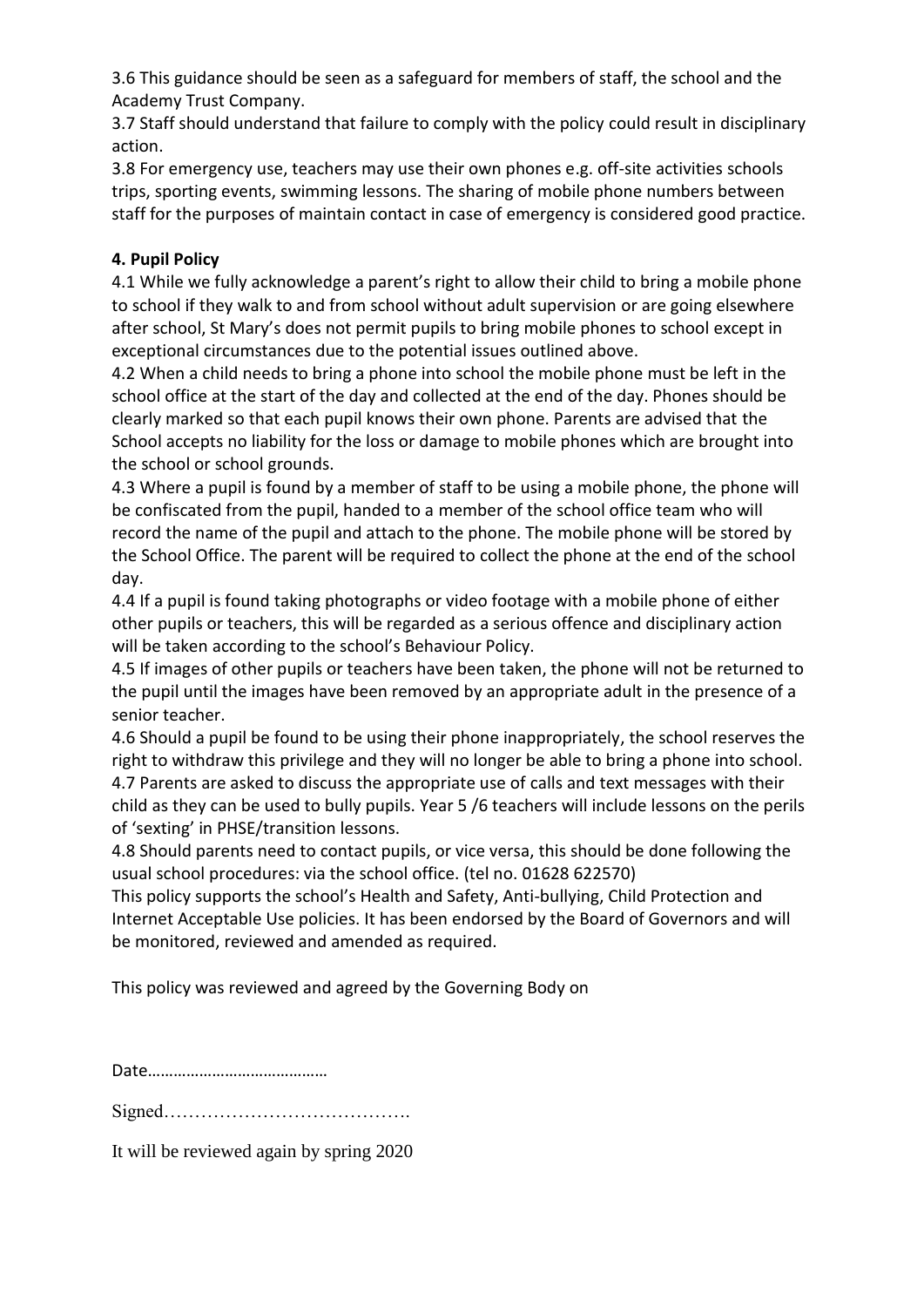3.6 This guidance should be seen as a safeguard for members of staff, the school and the Academy Trust Company.

3.7 Staff should understand that failure to comply with the policy could result in disciplinary action.

3.8 For emergency use, teachers may use their own phones e.g. off-site activities schools trips, sporting events, swimming lessons. The sharing of mobile phone numbers between staff for the purposes of maintain contact in case of emergency is considered good practice.

**4. Pupil Policy**

4.1 While we fully acknowledge a parent's right to allow their child to bring a mobile phone to school if they walk to and from school without adult supervision or are going elsewhere after school, St Mary's does not permit pupils to bring mobile phones to school except in exceptional circumstances due to the potential issues outlined above.

4.2 When a child needs to bring a phone into school the mobile phone must be left in the school office at the start of the day and collected at the end of the day. Phones should be clearly marked so that each pupil knows their own phone. Parents are advised that the School accepts no liability for the loss or damage to mobile phones which are brought into the school or school grounds.

4.3 Where a pupil is found by a member of staff to be using a mobile phone, the phone will be confiscated from the pupil, handed to a member of the school office team who will record the name of the pupil and attach to the phone. The mobile phone will be stored by the School Office. The parent will be required to collect the phone at the end of the school day.

4.4 If a pupil is found taking photographs or video footage with a mobile phone of either other pupils or teachers, this will be regarded as a serious offence and disciplinary action will be taken according to the school's Behaviour Policy.

4.5 If images of other pupils or teachers have been taken, the phone will not be returned to the pupil until the images have been removed by an appropriate adult in the presence of a senior teacher.

4.6 Should a pupil be found to be using their phone inappropriately, the school reserves the right to withdraw this privilege and they will no longer be able to bring a phone into school.

4.7 Parents are asked to discuss the appropriate use of calls and text messages with their child as they can be used to bully pupils. Year 5 /6 teachers will include lessons on the perils of 'sexting' in PHSE/transition lessons.

4.8 Should parents need to contact pupils, or vice versa, this should be done following the usual school procedures: via the school office. (tel no. 01628 622570)

This policy supports the school's Health and Safety, Anti-bullying, Child Protection and Internet Acceptable Use policies. It has been endorsed by the Board of Governors and will be monitored, reviewed and amended as required.

This policy was reviewed and agreed by the Governing Body on

Date……………………………………

Signed………………………………….

It will be reviewed again by spring 2020